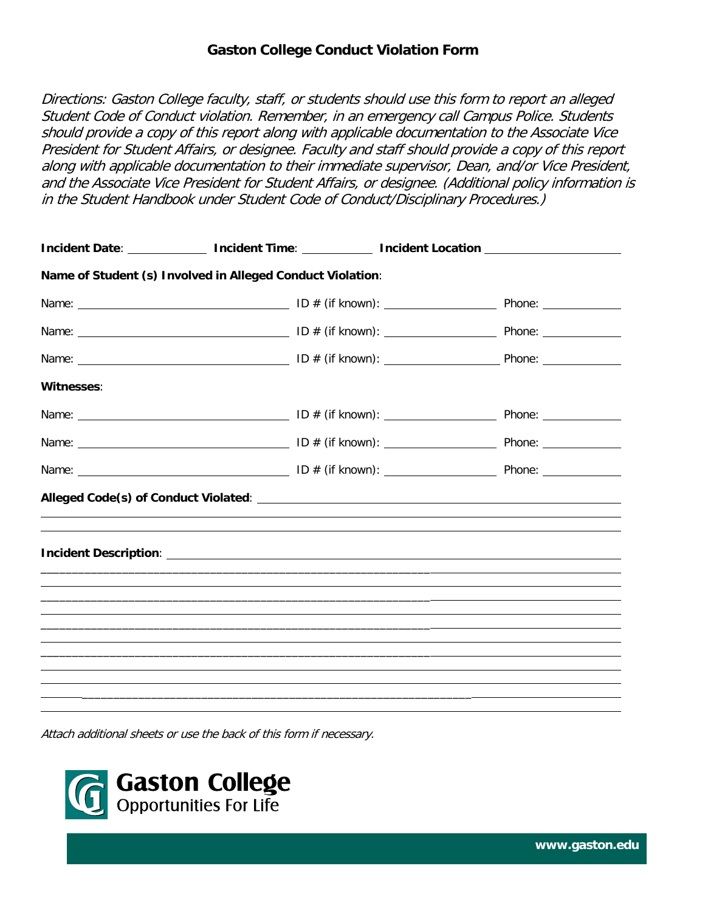# Gaston College Conduct Violation Form

*Directions: Gaston College faculty, staff, or students should use this form to report an alleged Student Code of Conduct violation. Remember, in an emergency call Campus Police. Students should provide a copy of this report along with applicable documentation to the Associate Vice President for Student Affairs, or designee. Faculty and staff should provide a copy of this report along with applicable documentation to their immediate supervisor, Dean, and/or Vice President, and the Associate Vice President for Student Affairs, or designee. (Additional policy information is in the Student Handbook under Student Code of Conduct/Disciplinary Procedures.)*

**Incident Date**: ____________ **Incident Time**: ___________ **Incident Location** ____________________

**Name of Student (s) Involved in Alleged Conduct Violation**:

Name: ______________________________ ID # (if known): _________________ Phone: ____________

Name: ______________________________ ID # (if known): _________________ Phone: ____________

Name: ______________________________ ID # (if known): _________________ Phone: ____________

**Witnesses**:

Name: ______________________________ ID # (if known): _________________ Phone: ____________

Name: ______________________________ ID # (if known): _________________ Phone: ____________

Name: ______________________________ ID # (if known): _________________ Phone: ____________

**Alleged Code(s) of Conduct Violated**: ____________________________________________________

______________________________________________________________________________

______________________________________________________________________________

**Incident Description**: __________________________________________________________

______________________________________________________________________________

______________________________________________________________________________

______________________________________________________________________________

______________________________________________________________________________

______________________________________________________________________________

______________________________________________________________________________

______________________________________________________________________________

______________________________________________________________________________

______________________________________________________________________________

______________________________________________________________________________

______________________________________________________________________________

*Attach additional sheets or use the back of this form if necessary.*

Gaston College
Opportunities For Life

www.gaston.edu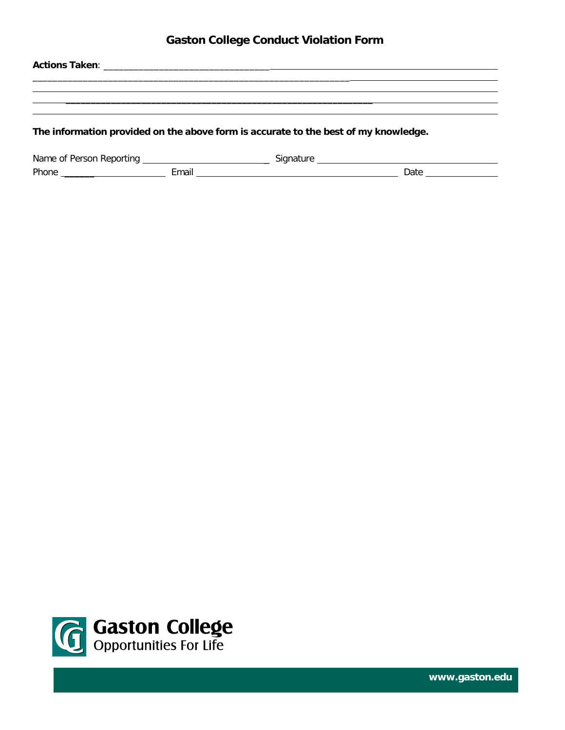**Gaston College Conduct Violation Form**

**Actions Taken**: ______________________________________________________________________________

______________________________________________________________________________

______________________________________________________________________________

______________________________________________________________________________

______________________________________________________________________________

**The information provided on the above form is accurate to the best of my knowledge.**

Name of Person Reporting ________________________ Signature ________________________________

Phone ____________________ Email ____________________________________ Date _____________

Gaston College
Opportunities For Life

www.gaston.edu